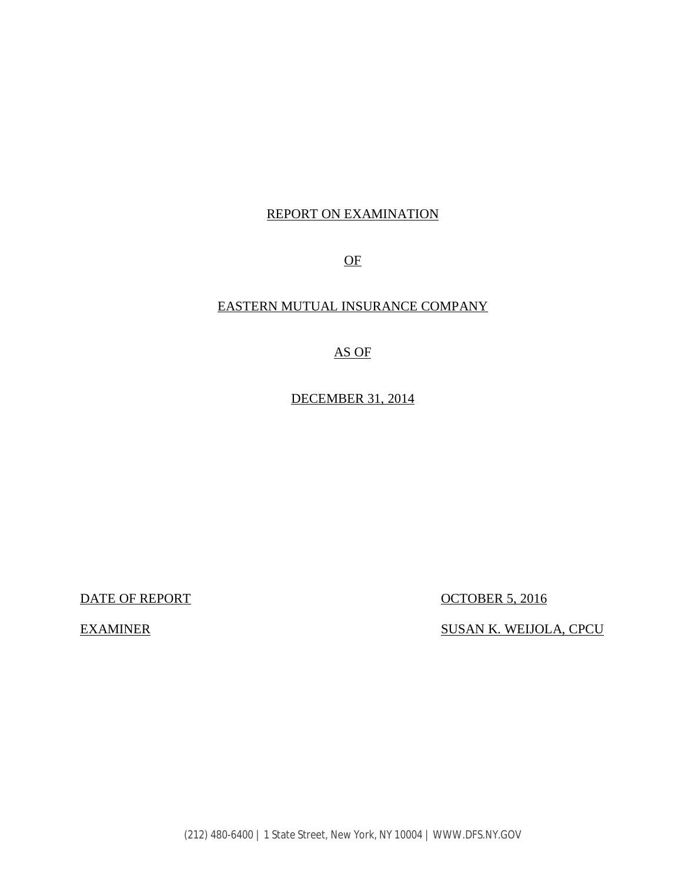# REPORT ON EXAMINATION

# OF

# EASTERN MUTUAL INSURANCE COMPANY

# AS OF

# DECEMBER 31, 2014

| | |
|---|---|
| DATE OF REPORT | OCTOBER 5, 2016 |
| EXAMINER | SUSAN K. WEIJOLA, CPCU |

(212) 480-6400 | 1 State Street, New York, NY 10004 | WWW.DFS.NY.GOV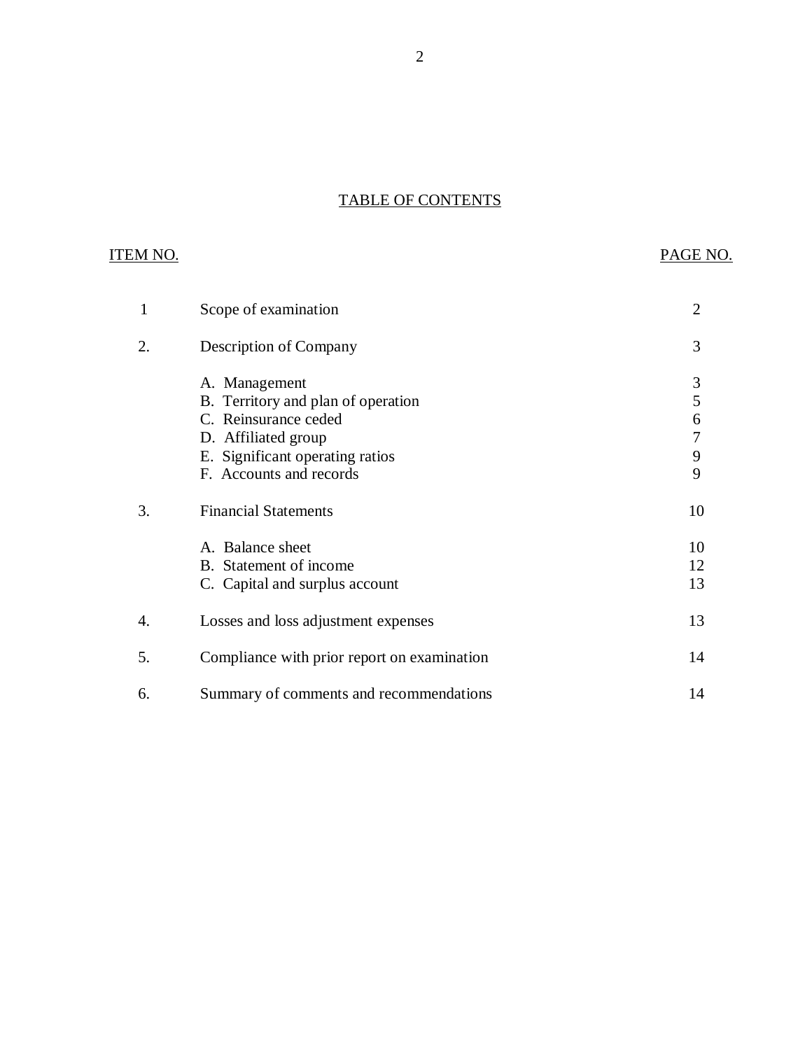## TABLE OF CONTENTS

| ITEM NO. | | PAGE NO. |
|---|---|---|
| 1 | Scope of examination | 2 |
| 2. | Description of Company | 3 |
| | A. Management | 3 |
| | B. Territory and plan of operation | 5 |
| | C. Reinsurance ceded | 6 |
| | D. Affiliated group | 7 |
| | E. Significant operating ratios | 9 |
| | F. Accounts and records | 9 |
| 3. | Financial Statements | 10 |
| | A. Balance sheet | 10 |
| | B. Statement of income | 12 |
| | C. Capital and surplus account | 13 |
| 4. | Losses and loss adjustment expenses | 13 |
| 5. | Compliance with prior report on examination | 14 |
| 6. | Summary of comments and recommendations | 14 |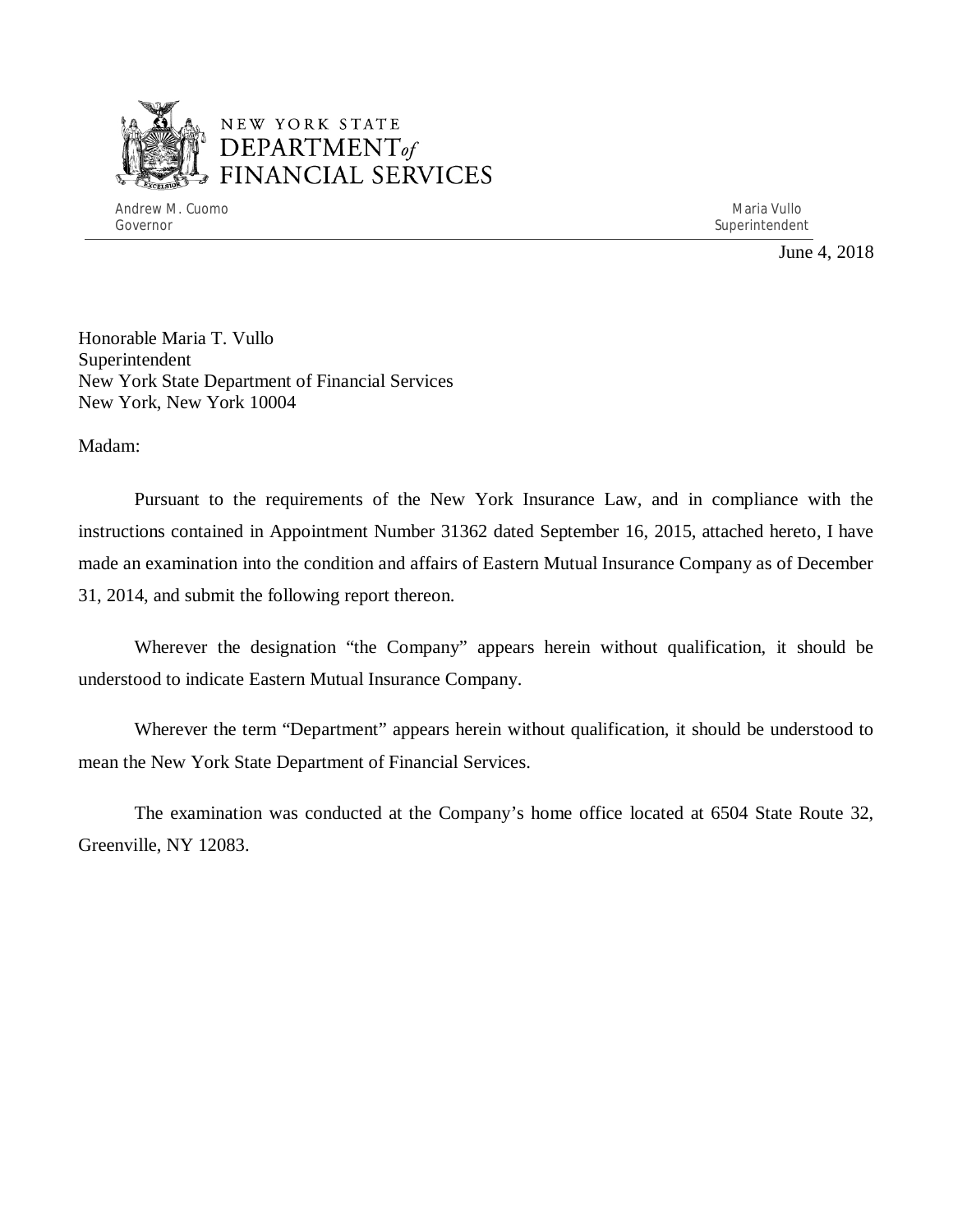NEW YORK STATE
DEPARTMENT of
FINANCIAL SERVICES

Andrew M. Cuomo
Governor

Maria Vullo
Superintendent

June 4, 2018

Honorable Maria T. Vullo
Superintendent
New York State Department of Financial Services
New York, New York 10004

Madam:

Pursuant to the requirements of the New York Insurance Law, and in compliance with the instructions contained in Appointment Number 31362 dated September 16, 2015, attached hereto, I have made an examination into the condition and affairs of Eastern Mutual Insurance Company as of December 31, 2014, and submit the following report thereon.

Wherever the designation "the Company" appears herein without qualification, it should be understood to indicate Eastern Mutual Insurance Company.

Wherever the term "Department" appears herein without qualification, it should be understood to mean the New York State Department of Financial Services.

The examination was conducted at the Company's home office located at 6504 State Route 32, Greenville, NY 12083.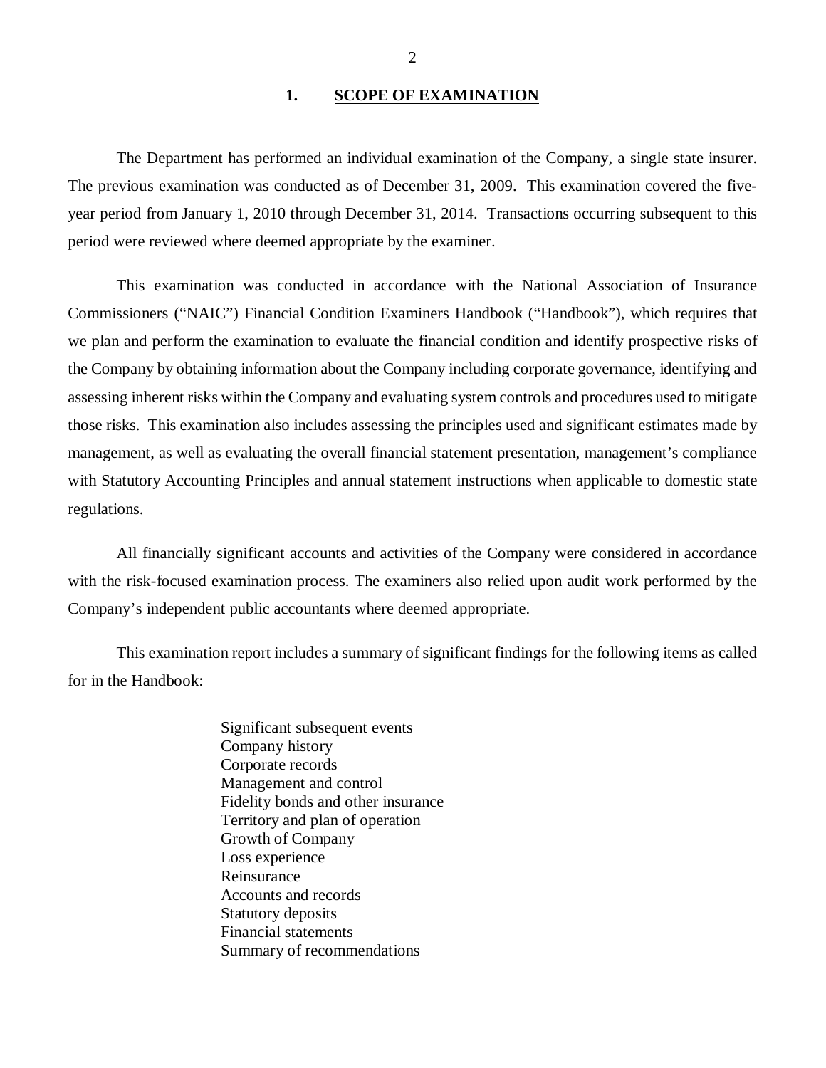## 1. SCOPE OF EXAMINATION

The Department has performed an individual examination of the Company, a single state insurer. The previous examination was conducted as of December 31, 2009. This examination covered the five-year period from January 1, 2010 through December 31, 2014. Transactions occurring subsequent to this period were reviewed where deemed appropriate by the examiner.

This examination was conducted in accordance with the National Association of Insurance Commissioners ("NAIC") Financial Condition Examiners Handbook ("Handbook"), which requires that we plan and perform the examination to evaluate the financial condition and identify prospective risks of the Company by obtaining information about the Company including corporate governance, identifying and assessing inherent risks within the Company and evaluating system controls and procedures used to mitigate those risks. This examination also includes assessing the principles used and significant estimates made by management, as well as evaluating the overall financial statement presentation, management's compliance with Statutory Accounting Principles and annual statement instructions when applicable to domestic state regulations.

All financially significant accounts and activities of the Company were considered in accordance with the risk-focused examination process. The examiners also relied upon audit work performed by the Company's independent public accountants where deemed appropriate.

This examination report includes a summary of significant findings for the following items as called for in the Handbook:

- Significant subsequent events
- Company history
- Corporate records
- Management and control
- Fidelity bonds and other insurance
- Territory and plan of operation
- Growth of Company
- Loss experience
- Reinsurance
- Accounts and records
- Statutory deposits
- Financial statements
- Summary of recommendations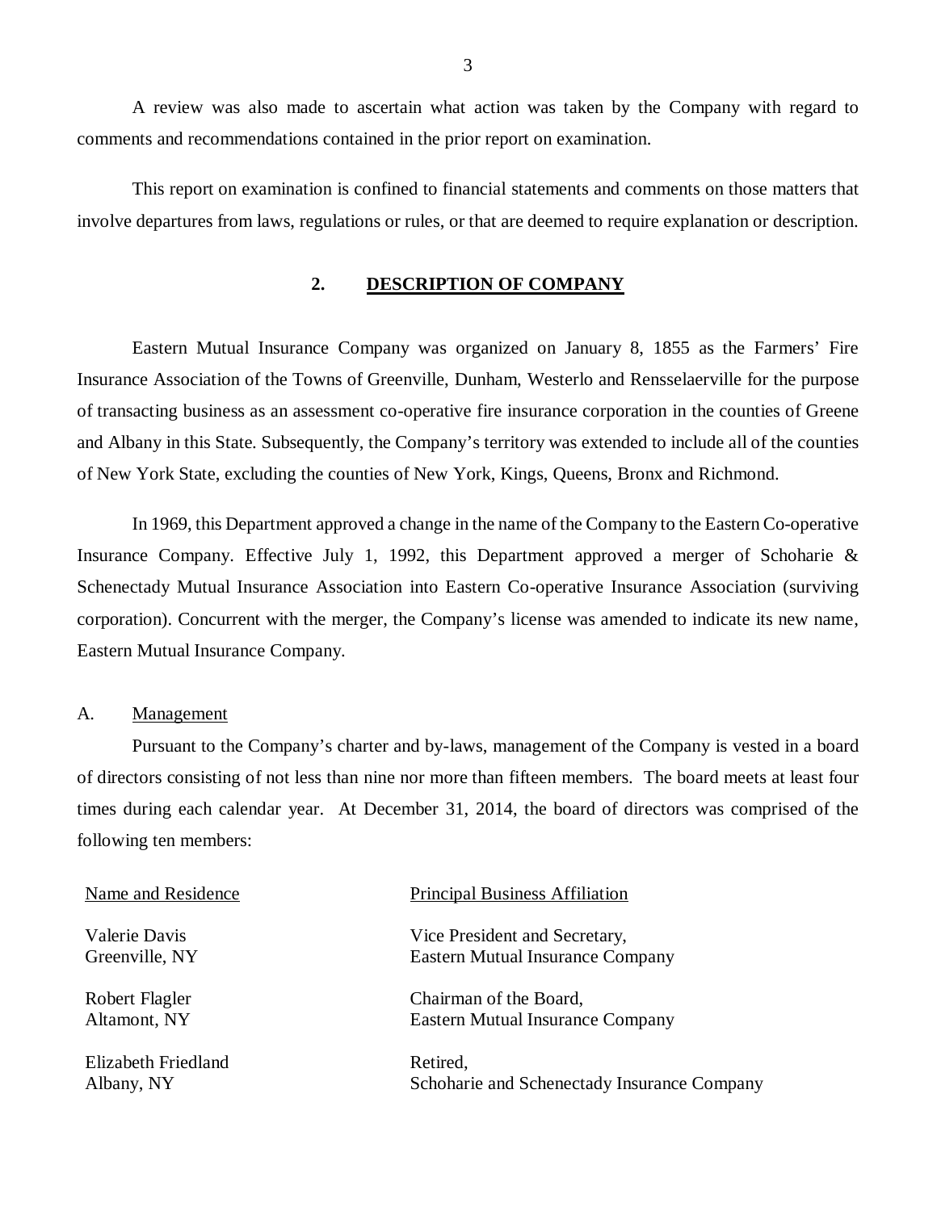A review was also made to ascertain what action was taken by the Company with regard to comments and recommendations contained in the prior report on examination.

This report on examination is confined to financial statements and comments on those matters that involve departures from laws, regulations or rules, or that are deemed to require explanation or description.

## 2. DESCRIPTION OF COMPANY

Eastern Mutual Insurance Company was organized on January 8, 1855 as the Farmers' Fire Insurance Association of the Towns of Greenville, Dunham, Westerlo and Rensselaerville for the purpose of transacting business as an assessment co-operative fire insurance corporation in the counties of Greene and Albany in this State. Subsequently, the Company's territory was extended to include all of the counties of New York State, excluding the counties of New York, Kings, Queens, Bronx and Richmond.

In 1969, this Department approved a change in the name of the Company to the Eastern Co-operative Insurance Company. Effective July 1, 1992, this Department approved a merger of Schoharie & Schenectady Mutual Insurance Association into Eastern Co-operative Insurance Association (surviving corporation). Concurrent with the merger, the Company's license was amended to indicate its new name, Eastern Mutual Insurance Company.

### A. Management

Pursuant to the Company's charter and by-laws, management of the Company is vested in a board of directors consisting of not less than nine nor more than fifteen members. The board meets at least four times during each calendar year. At December 31, 2014, the board of directors was comprised of the following ten members:

| Name and Residence | Principal Business Affiliation |
|---|---|
| Valerie Davis<br>Greenville, NY | Vice President and Secretary,<br>Eastern Mutual Insurance Company |
| Robert Flagler<br>Altamont, NY | Chairman of the Board,<br>Eastern Mutual Insurance Company |
| Elizabeth Friedland<br>Albany, NY | Retired,<br>Schoharie and Schenectady Insurance Company |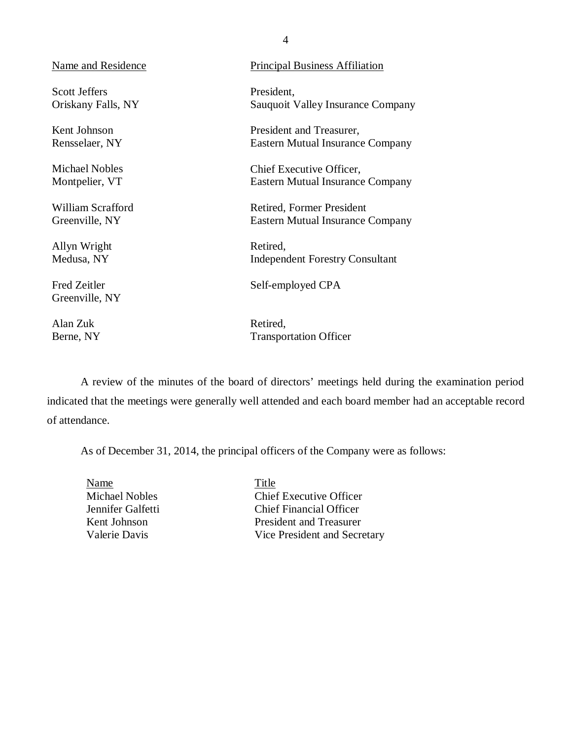| Name and Residence | Principal Business Affiliation |
|---|---|
| Scott Jeffers<br>Oriskany Falls, NY | President,<br>Sauquoit Valley Insurance Company |
| Kent Johnson<br>Rensselaer, NY | President and Treasurer,<br>Eastern Mutual Insurance Company |
| Michael Nobles<br>Montpelier, VT | Chief Executive Officer,<br>Eastern Mutual Insurance Company |
| William Scrafford<br>Greenville, NY | Retired, Former President<br>Eastern Mutual Insurance Company |
| Allyn Wright<br>Medusa, NY | Retired,<br>Independent Forestry Consultant |
| Fred Zeitler<br>Greenville, NY | Self-employed CPA |
| Alan Zuk<br>Berne, NY | Retired,<br>Transportation Officer |

A review of the minutes of the board of directors' meetings held during the examination period indicated that the meetings were generally well attended and each board member had an acceptable record of attendance.

As of December 31, 2014, the principal officers of the Company were as follows:

| Name | Title |
|---|---|
| Michael Nobles | Chief Executive Officer |
| Jennifer Galfetti | Chief Financial Officer |
| Kent Johnson | President and Treasurer |
| Valerie Davis | Vice President and Secretary |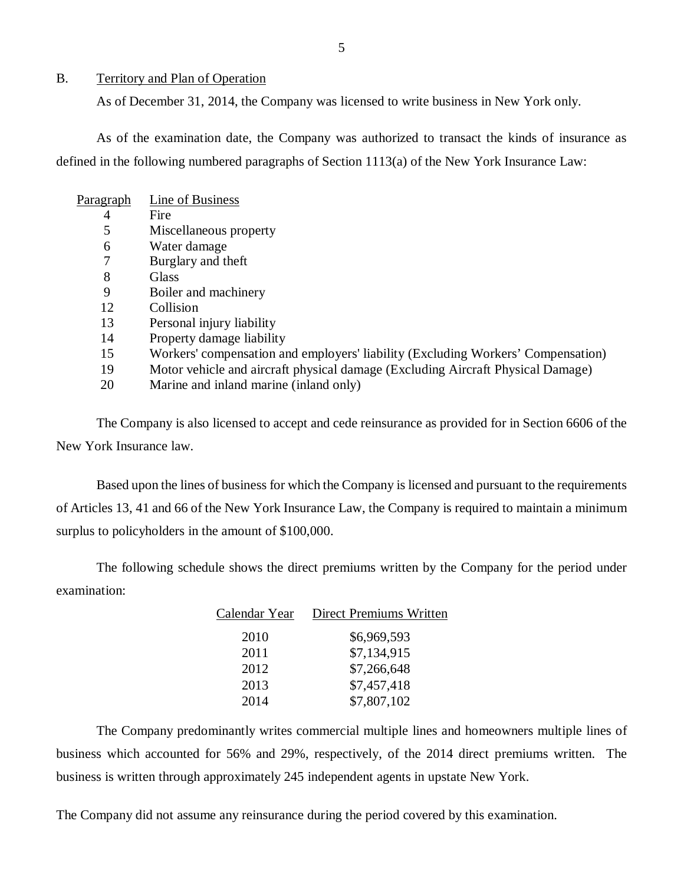## B. Territory and Plan of Operation

As of December 31, 2014, the Company was licensed to write business in New York only.

As of the examination date, the Company was authorized to transact the kinds of insurance as defined in the following numbered paragraphs of Section 1113(a) of the New York Insurance Law:

| Paragraph | Line of Business |
|---|---|
| 4 | Fire |
| 5 | Miscellaneous property |
| 6 | Water damage |
| 7 | Burglary and theft |
| 8 | Glass |
| 9 | Boiler and machinery |
| 12 | Collision |
| 13 | Personal injury liability |
| 14 | Property damage liability |
| 15 | Workers' compensation and employers' liability (Excluding Workers' Compensation) |
| 19 | Motor vehicle and aircraft physical damage (Excluding Aircraft Physical Damage) |
| 20 | Marine and inland marine (inland only) |

The Company is also licensed to accept and cede reinsurance as provided for in Section 6606 of the New York Insurance law.

Based upon the lines of business for which the Company is licensed and pursuant to the requirements of Articles 13, 41 and 66 of the New York Insurance Law, the Company is required to maintain a minimum surplus to policyholders in the amount of $100,000.

The following schedule shows the direct premiums written by the Company for the period under examination:

| Calendar Year | Direct Premiums Written |
|---|---|
| 2010 | $6,969,593 |
| 2011 | $7,134,915 |
| 2012 | $7,266,648 |
| 2013 | $7,457,418 |
| 2014 | $7,807,102 |

The Company predominantly writes commercial multiple lines and homeowners multiple lines of business which accounted for 56% and 29%, respectively, of the 2014 direct premiums written. The business is written through approximately 245 independent agents in upstate New York.

The Company did not assume any reinsurance during the period covered by this examination.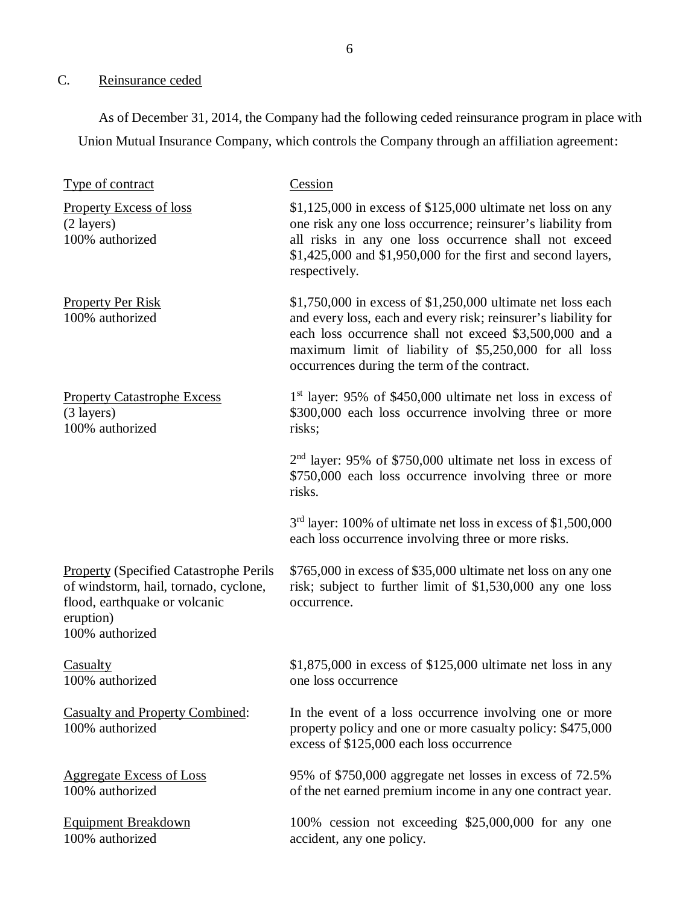## C. Reinsurance ceded

As of December 31, 2014, the Company had the following ceded reinsurance program in place with Union Mutual Insurance Company, which controls the Company through an affiliation agreement:

| Type of contract | Cession |
|---|---|
| Property Excess of loss<br>(2 layers)<br>100% authorized | \$1,125,000 in excess of \$125,000 ultimate net loss on any one risk any one loss occurrence; reinsurer's liability from all risks in any one loss occurrence shall not exceed \$1,425,000 and \$1,950,000 for the first and second layers, respectively. |
| Property Per Risk<br>100% authorized | \$1,750,000 in excess of \$1,250,000 ultimate net loss each and every loss, each and every risk; reinsurer's liability for each loss occurrence shall not exceed \$3,500,000 and a maximum limit of liability of \$5,250,000 for all loss occurrences during the term of the contract. |
| Property Catastrophe Excess<br>(3 layers)<br>100% authorized | 1st layer: 95% of \$450,000 ultimate net loss in excess of \$300,000 each loss occurrence involving three or more risks;<br><br>2nd layer: 95% of \$750,000 ultimate net loss in excess of \$750,000 each loss occurrence involving three or more risks.<br><br>3rd layer: 100% of ultimate net loss in excess of \$1,500,000 each loss occurrence involving three or more risks. |
| Property (Specified Catastrophe Perils of windstorm, hail, tornado, cyclone, flood, earthquake or volcanic eruption)<br>100% authorized | \$765,000 in excess of \$35,000 ultimate net loss on any one risk; subject to further limit of \$1,530,000 any one loss occurrence. |
| Casualty<br>100% authorized | \$1,875,000 in excess of \$125,000 ultimate net loss in any one loss occurrence |
| Casualty and Property Combined:<br>100% authorized | In the event of a loss occurrence involving one or more property policy and one or more casualty policy: \$475,000 excess of \$125,000 each loss occurrence |
| Aggregate Excess of Loss<br>100% authorized | 95% of \$750,000 aggregate net losses in excess of 72.5% of the net earned premium income in any one contract year. |
| Equipment Breakdown<br>100% authorized | 100% cession not exceeding \$25,000,000 for any one accident, any one policy. |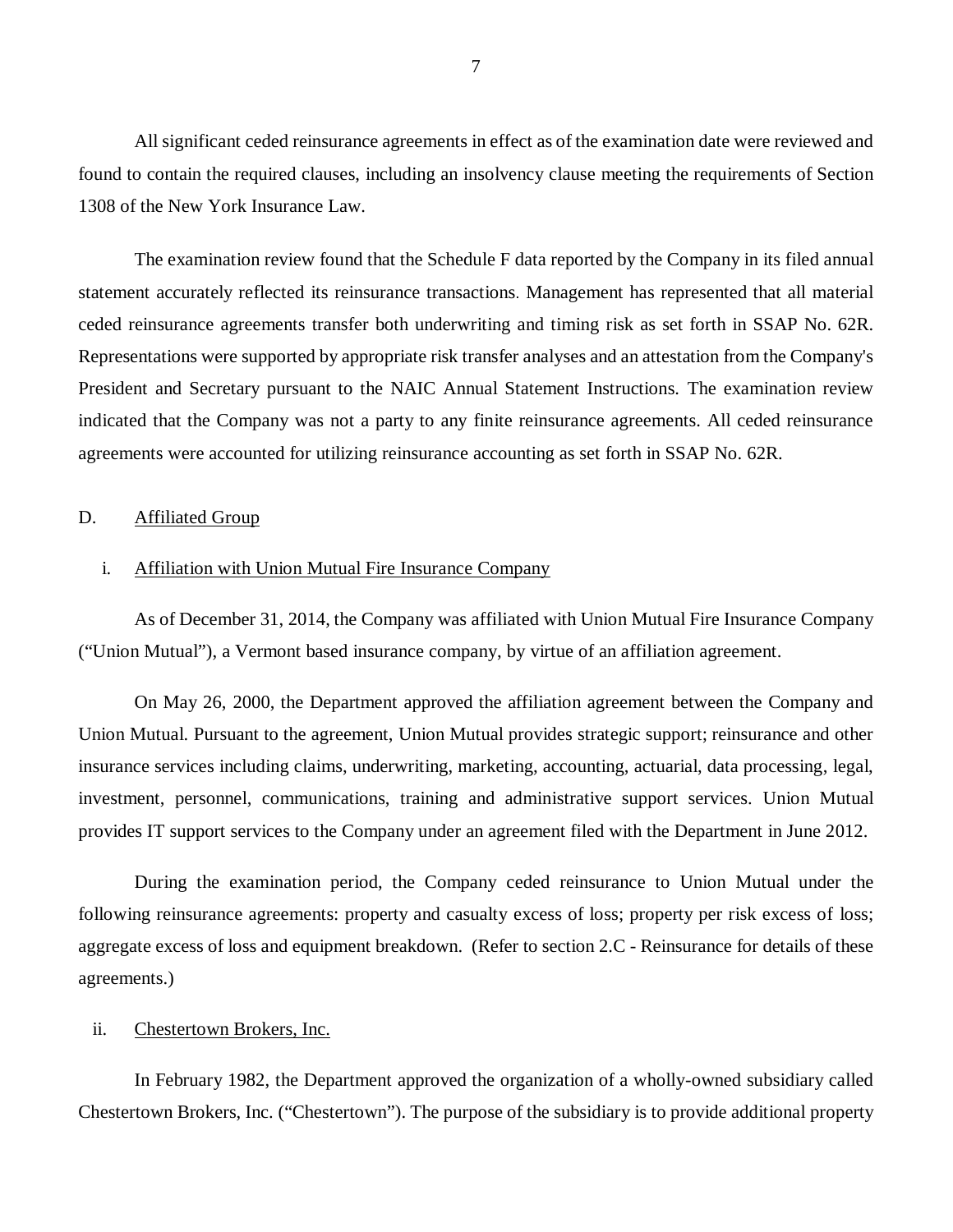All significant ceded reinsurance agreements in effect as of the examination date were reviewed and found to contain the required clauses, including an insolvency clause meeting the requirements of Section 1308 of the New York Insurance Law.

The examination review found that the Schedule F data reported by the Company in its filed annual statement accurately reflected its reinsurance transactions. Management has represented that all material ceded reinsurance agreements transfer both underwriting and timing risk as set forth in SSAP No. 62R. Representations were supported by appropriate risk transfer analyses and an attestation from the Company's President and Secretary pursuant to the NAIC Annual Statement Instructions. The examination review indicated that the Company was not a party to any finite reinsurance agreements. All ceded reinsurance agreements were accounted for utilizing reinsurance accounting as set forth in SSAP No. 62R.

## D. Affiliated Group

### i. Affiliation with Union Mutual Fire Insurance Company

As of December 31, 2014, the Company was affiliated with Union Mutual Fire Insurance Company ("Union Mutual"), a Vermont based insurance company, by virtue of an affiliation agreement.

On May 26, 2000, the Department approved the affiliation agreement between the Company and Union Mutual. Pursuant to the agreement, Union Mutual provides strategic support; reinsurance and other insurance services including claims, underwriting, marketing, accounting, actuarial, data processing, legal, investment, personnel, communications, training and administrative support services. Union Mutual provides IT support services to the Company under an agreement filed with the Department in June 2012.

During the examination period, the Company ceded reinsurance to Union Mutual under the following reinsurance agreements: property and casualty excess of loss; property per risk excess of loss; aggregate excess of loss and equipment breakdown. (Refer to section 2.C - Reinsurance for details of these agreements.)

### ii. Chestertown Brokers, Inc.

In February 1982, the Department approved the organization of a wholly-owned subsidiary called Chestertown Brokers, Inc. ("Chestertown"). The purpose of the subsidiary is to provide additional property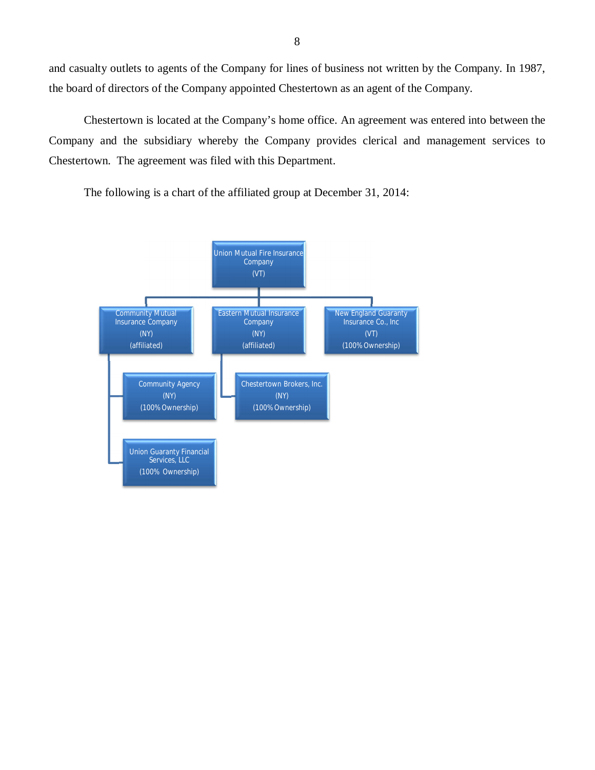and casualty outlets to agents of the Company for lines of business not written by the Company. In 1987, the board of directors of the Company appointed Chestertown as an agent of the Company.

Chestertown is located at the Company's home office. An agreement was entered into between the Company and the subsidiary whereby the Company provides clerical and management services to Chestertown. The agreement was filed with this Department.

The following is a chart of the affiliated group at December 31, 2014:

- Union Mutual Fire Insurance Company (VT)
  - Community Mutual Insurance Company (NY) (affiliated)
    - Community Agency (NY) (100% Ownership)
    - Union Guaranty Financial Services, LLC (100% Ownership)
  - Eastern Mutual Insurance Company (NY) (affiliated)
    - Chestertown Brokers, Inc. (NY) (100% Ownership)
  - New England Guaranty Insurance Co., Inc (VT) (100% Ownership)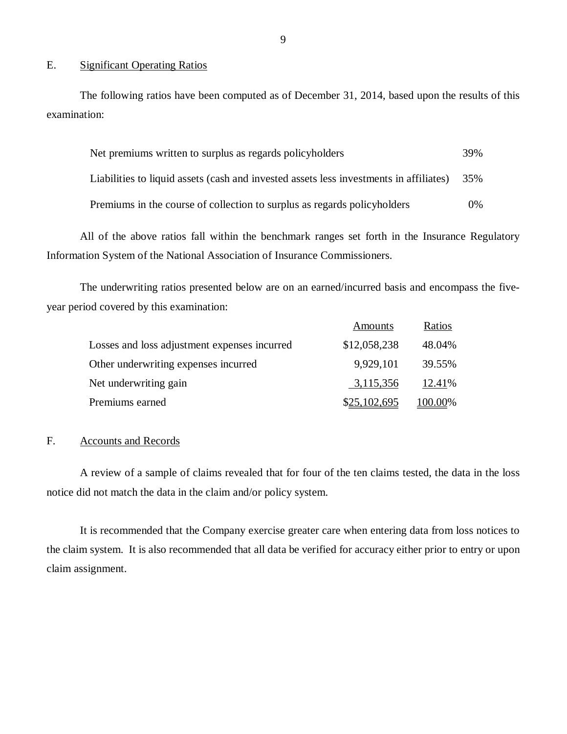## E. Significant Operating Ratios

The following ratios have been computed as of December 31, 2014, based upon the results of this examination:

| | |
|---|---|
| Net premiums written to surplus as regards policyholders | 39% |
| Liabilities to liquid assets (cash and invested assets less investments in affiliates) | 35% |
| Premiums in the course of collection to surplus as regards policyholders | 0% |

All of the above ratios fall within the benchmark ranges set forth in the Insurance Regulatory Information System of the National Association of Insurance Commissioners.

The underwriting ratios presented below are on an earned/incurred basis and encompass the five-year period covered by this examination:

| | Amounts | Ratios |
|---|---|---|
| Losses and loss adjustment expenses incurred | $12,058,238 | 48.04% |
| Other underwriting expenses incurred | 9,929,101 | 39.55% |
| Net underwriting gain | 3,115,356 | 12.41% |
| Premiums earned | $25,102,695 | 100.00% |

## F. Accounts and Records

A review of a sample of claims revealed that for four of the ten claims tested, the data in the loss notice did not match the data in the claim and/or policy system.

It is recommended that the Company exercise greater care when entering data from loss notices to the claim system. It is also recommended that all data be verified for accuracy either prior to entry or upon claim assignment.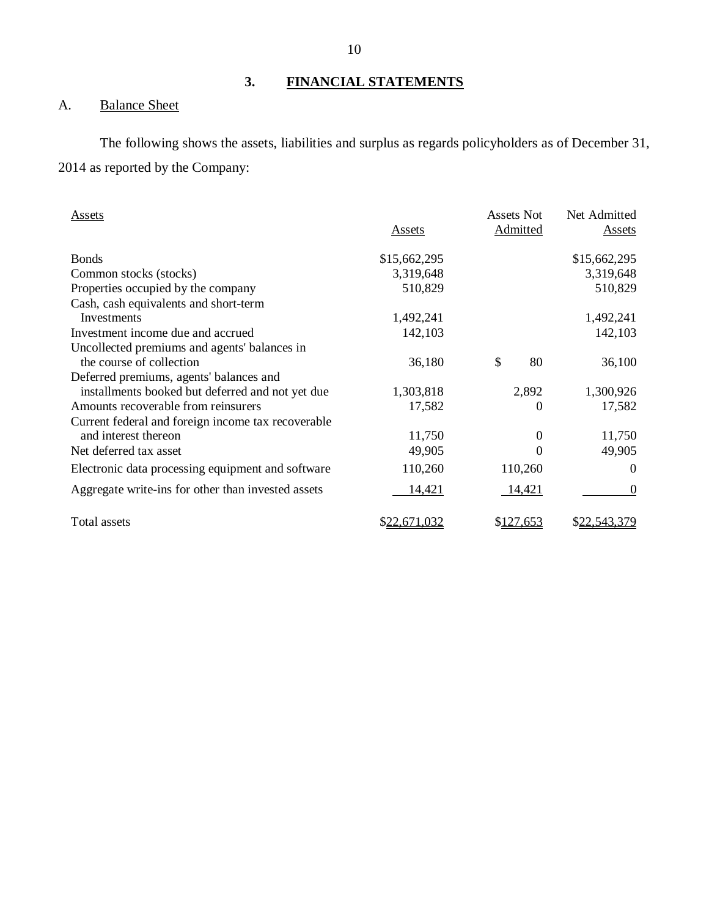## 3. FINANCIAL STATEMENTS

### A. Balance Sheet

The following shows the assets, liabilities and surplus as regards policyholders as of December 31, 2014 as reported by the Company:

| Assets | Assets | Assets Not Admitted | Net Admitted Assets |
|---|---|---|---|
| Bonds | $15,662,295 | | $15,662,295 |
| Common stocks (stocks) | 3,319,648 | | 3,319,648 |
| Properties occupied by the company | 510,829 | | 510,829 |
| Cash, cash equivalents and short-term Investments | 1,492,241 | | 1,492,241 |
| Investment income due and accrued | 142,103 | | 142,103 |
| Uncollected premiums and agents' balances in the course of collection | 36,180 | $ 80 | 36,100 |
| Deferred premiums, agents' balances and installments booked but deferred and not yet due | 1,303,818 | 2,892 | 1,300,926 |
| Amounts recoverable from reinsurers | 17,582 | 0 | 17,582 |
| Current federal and foreign income tax recoverable and interest thereon | 11,750 | 0 | 11,750 |
| Net deferred tax asset | 49,905 | 0 | 49,905 |
| Electronic data processing equipment and software | 110,260 | 110,260 | 0 |
| Aggregate write-ins for other than invested assets | 14,421 | 14,421 | 0 |
| Total assets | $22,671,032 | $127,653 | $22,543,379 |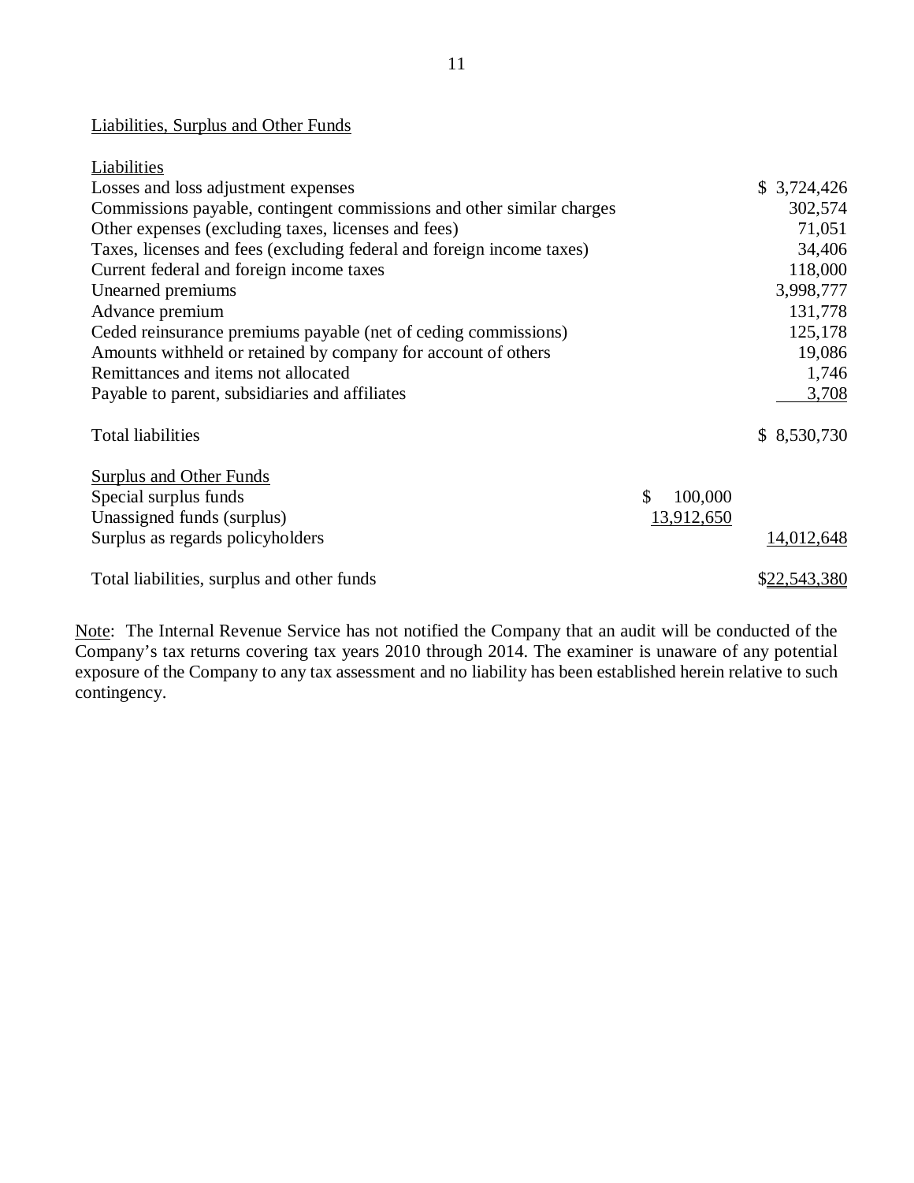## Liabilities, Surplus and Other Funds

| Liabilities | | |
|---|---|---|
| Losses and loss adjustment expenses | | $ 3,724,426 |
| Commissions payable, contingent commissions and other similar charges | | 302,574 |
| Other expenses (excluding taxes, licenses and fees) | | 71,051 |
| Taxes, licenses and fees (excluding federal and foreign income taxes) | | 34,406 |
| Current federal and foreign income taxes | | 118,000 |
| Unearned premiums | | 3,998,777 |
| Advance premium | | 131,778 |
| Ceded reinsurance premiums payable (net of ceding commissions) | | 125,178 |
| Amounts withheld or retained by company for account of others | | 19,086 |
| Remittances and items not allocated | | 1,746 |
| Payable to parent, subsidiaries and affiliates | | 3,708 |
| Total liabilities | | $ 8,530,730 |
| Surplus and Other Funds | | |
| Special surplus funds | $ 100,000 | |
| Unassigned funds (surplus) | 13,912,650 | |
| Surplus as regards policyholders | | 14,012,648 |
| Total liabilities, surplus and other funds | | $22,543,380 |

Note: The Internal Revenue Service has not notified the Company that an audit will be conducted of the Company's tax returns covering tax years 2010 through 2014. The examiner is unaware of any potential exposure of the Company to any tax assessment and no liability has been established herein relative to such contingency.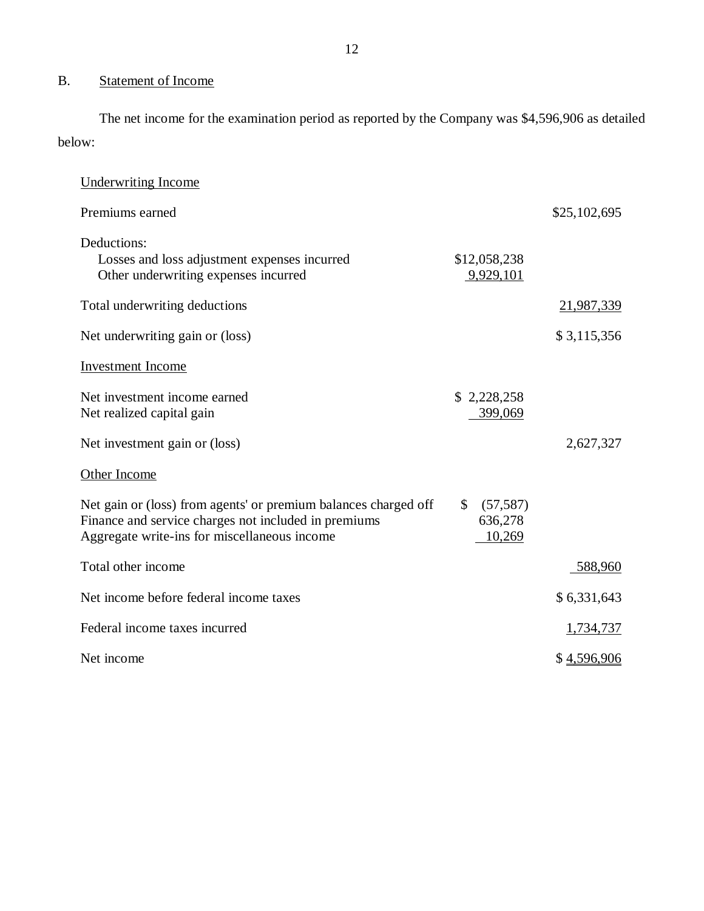## B. Statement of Income

The net income for the examination period as reported by the Company was $4,596,906 as detailed below:

| | | |
|---|---|---|
| **Underwriting Income** | | |
| Premiums earned | | $25,102,695 |
| Deductions: | | |
| Losses and loss adjustment expenses incurred | $12,058,238 | |
| Other underwriting expenses incurred | 9,929,101 | |
| Total underwriting deductions | | 21,987,339 |
| Net underwriting gain or (loss) | | $ 3,115,356 |
| **Investment Income** | | |
| Net investment income earned | $ 2,228,258 | |
| Net realized capital gain | 399,069 | |
| Net investment gain or (loss) | | 2,627,327 |
| **Other Income** | | |
| Net gain or (loss) from agents' or premium balances charged off | $ (57,587) | |
| Finance and service charges not included in premiums | 636,278 | |
| Aggregate write-ins for miscellaneous income | 10,269 | |
| Total other income | | 588,960 |
| Net income before federal income taxes | | $ 6,331,643 |
| Federal income taxes incurred | | 1,734,737 |
| Net income | | $ 4,596,906 |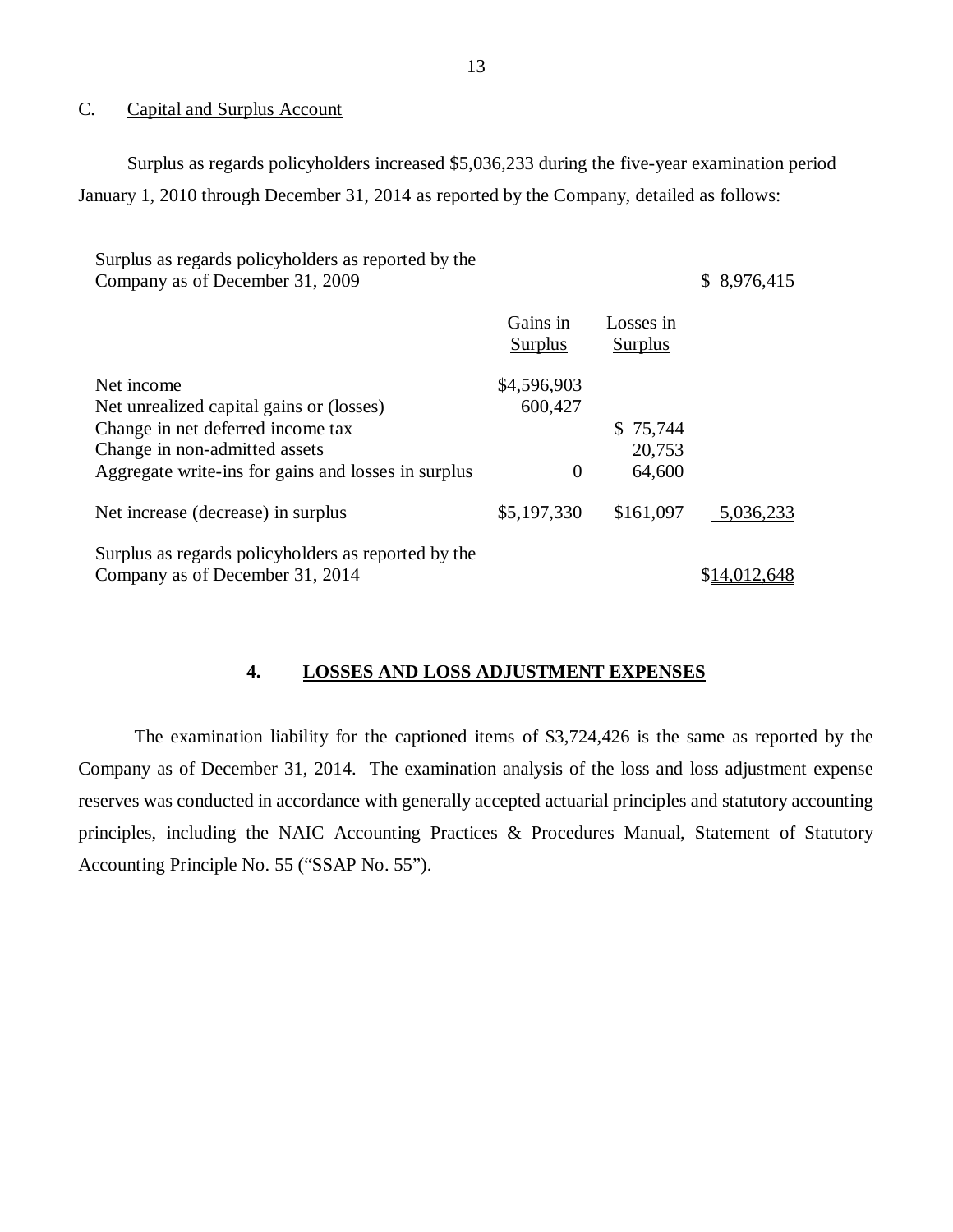C. Capital and Surplus Account

Surplus as regards policyholders increased $5,036,233 during the five-year examination period January 1, 2010 through December 31, 2014 as reported by the Company, detailed as follows:

| | Gains in Surplus | Losses in Surplus | |
|---|---|---|---|
| Surplus as regards policyholders as reported by the Company as of December 31, 2009 | | | $ 8,976,415 |
| Net income | $4,596,903 | | |
| Net unrealized capital gains or (losses) | 600,427 | | |
| Change in net deferred income tax | | $ 75,744 | |
| Change in non-admitted assets | | 20,753 | |
| Aggregate write-ins for gains and losses in surplus | 0 | 64,600 | |
| Net increase (decrease) in surplus | $5,197,330 | $161,097 | 5,036,233 |
| Surplus as regards policyholders as reported by the Company as of December 31, 2014 | | | $14,012,648 |

## 4. LOSSES AND LOSS ADJUSTMENT EXPENSES

The examination liability for the captioned items of $3,724,426 is the same as reported by the Company as of December 31, 2014. The examination analysis of the loss and loss adjustment expense reserves was conducted in accordance with generally accepted actuarial principles and statutory accounting principles, including the NAIC Accounting Practices & Procedures Manual, Statement of Statutory Accounting Principle No. 55 ("SSAP No. 55").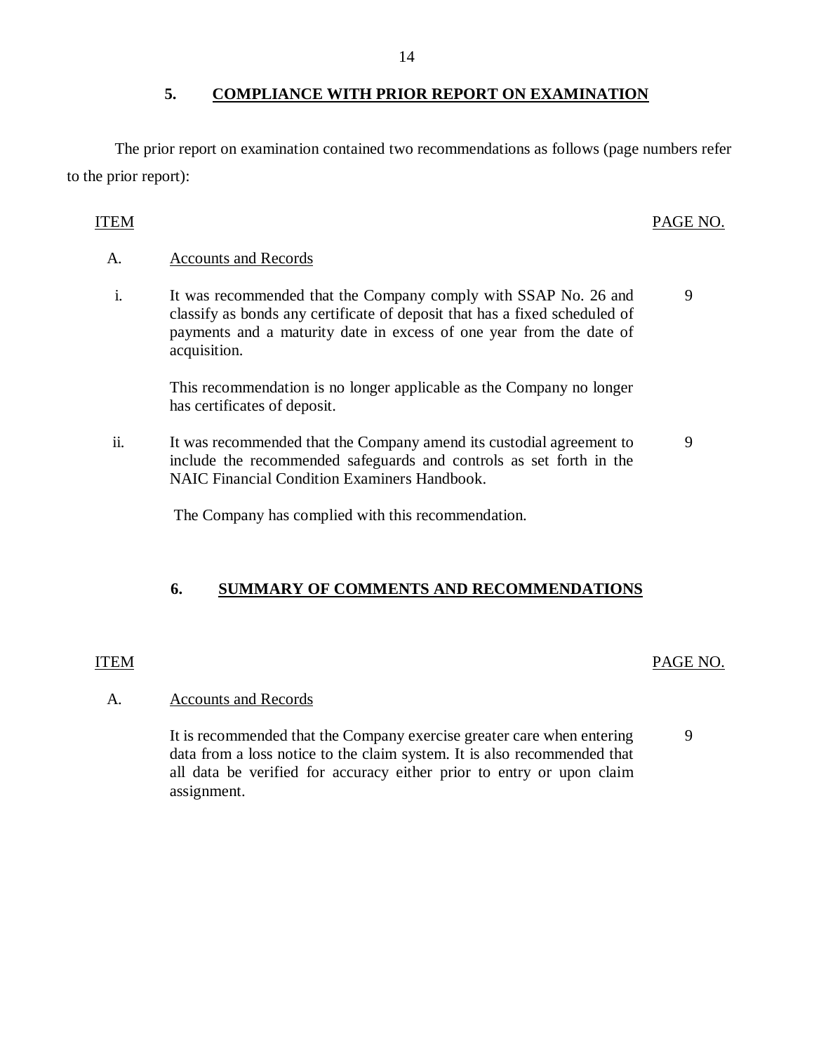## 5. COMPLIANCE WITH PRIOR REPORT ON EXAMINATION

The prior report on examination contained two recommendations as follows (page numbers refer to the prior report):

| ITEM | | PAGE NO. |
|---|---|---|
| A. | Accounts and Records | |
| i. | It was recommended that the Company comply with SSAP No. 26 and classify as bonds any certificate of deposit that has a fixed scheduled of payments and a maturity date in excess of one year from the date of acquisition. | 9 |
| | This recommendation is no longer applicable as the Company no longer has certificates of deposit. | |
| ii. | It was recommended that the Company amend its custodial agreement to include the recommended safeguards and controls as set forth in the NAIC Financial Condition Examiners Handbook. | 9 |
| | The Company has complied with this recommendation. | |

## 6. SUMMARY OF COMMENTS AND RECOMMENDATIONS

| ITEM | | PAGE NO. |
|---|---|---|
| A. | Accounts and Records | |
| | It is recommended that the Company exercise greater care when entering data from a loss notice to the claim system. It is also recommended that all data be verified for accuracy either prior to entry or upon claim assignment. | 9 |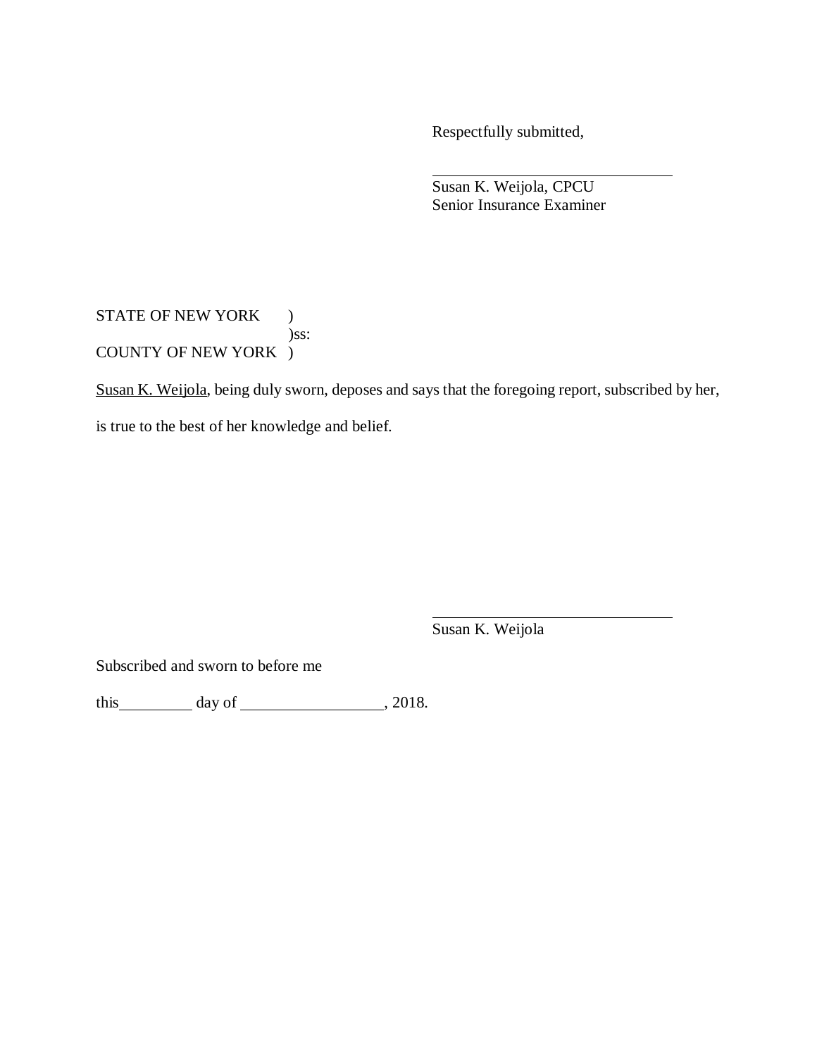Respectfully submitted,

\_\_\_\_\_\_\_\_\_\_\_\_\_\_\_\_\_\_\_\_\_\_\_\_\_\_\_\_\_\_
Susan K. Weijola, CPCU
Senior Insurance Examiner

STATE OF NEW YORK )
)ss:
COUNTY OF NEW YORK )

Susan K. Weijola, being duly sworn, deposes and says that the foregoing report, subscribed by her, is true to the best of her knowledge and belief.

\_\_\_\_\_\_\_\_\_\_\_\_\_\_\_\_\_\_\_\_\_\_\_\_\_\_\_\_\_\_
Susan K. Weijola

Subscribed and sworn to before me

this\_\_\_\_\_\_\_\_\_\_ day of \_\_\_\_\_\_\_\_\_\_\_\_\_\_\_\_\_\_, 2018.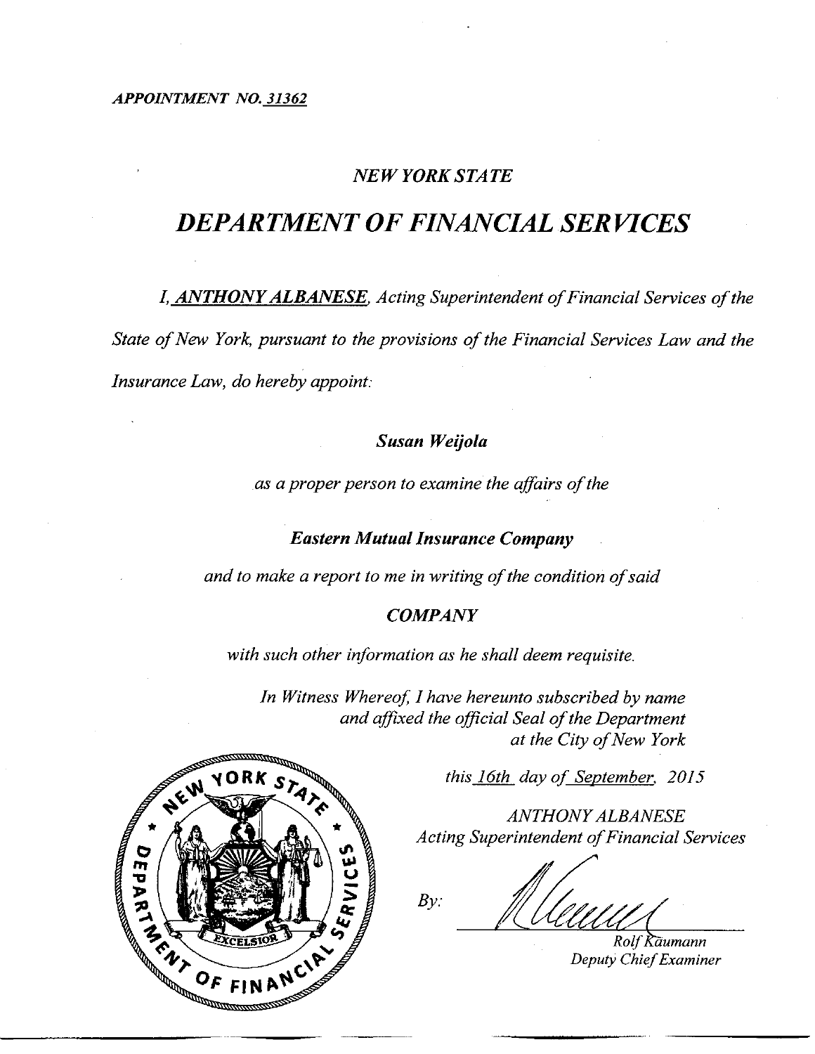*APPOINTMENT NO. 31362*

## *NEW YORK STATE*

# *DEPARTMENT OF FINANCIAL SERVICES*

*I, ANTHONY ALBANESE, Acting Superintendent of Financial Services of the State of New York, pursuant to the provisions of the Financial Services Law and the Insurance Law, do hereby appoint:*

***Susan Weijola***

*as a proper person to examine the affairs of the*

***Eastern Mutual Insurance Company***

*and to make a report to me in writing of the condition of said*

***COMPANY***

*with such other information as he shall deem requisite.*

*In Witness Whereof, I have hereunto subscribed by name and affixed the official Seal of the Department at the City of New York*

*this 16th day of September, 2015*

*ANTHONY ALBANESE*
*Acting Superintendent of Financial Services*

*By:*

*Rolf Kaumann*
*Deputy Chief Examiner*

NEW YORK STATE DEPARTMENT OF FINANCIAL SERVICES

EXCELSIOR